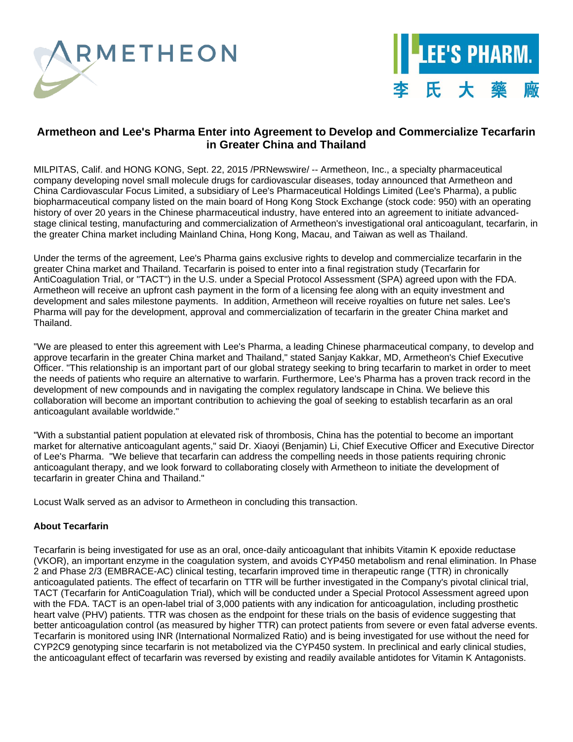# Armetheon and Lee's Pharma Enter into Agreement to Develop and Commercialize Tecarfarin in Greater China and Thailand

MILPITAS, Calif. and HONG KONG, Sept. 22, 2015 /PRNewswire/ -- Armetheon, Inc., a specialty pharmaceutical company developing novel small molecule drugs for cardiovascular diseases, today announced that Armetheon and China Cardiovascular Focus Limited, a subsidiary of Lee's Pharmaceutical Holdings Limited (Lee's Pharma), a public biopharmaceutical company listed on the main board of Hong Kong Stock Exchange (stock code: 950) with an operating history of over 20 years in the Chinese pharmaceutical industry, have entered into an agreement to initiate advanced-stage clinical testing, manufacturing and commercialization of Armetheon's investigational oral anticoagulant, tecarfarin, in the greater China market including Mainland China, Hong Kong, Macau, and Taiwan as well as Thailand.

Under the terms of the agreement, Lee's Pharma gains exclusive rights to develop and commercialize tecarfarin in the greater China market and Thailand. Tecarfarin is poised to enter into a final registration study (Tecarfarin for AntiCoagulation Trial, or "TACT") in the U.S. under a Special Protocol Assessment (SPA) agreed upon with the FDA. Armetheon will receive an upfront cash payment in the form of a licensing fee along with an equity investment and development and sales milestone payments. In addition, Armetheon will receive royalties on future net sales. Lee's Pharma will pay for the development, approval and commercialization of tecarfarin in the greater China market and Thailand.

"We are pleased to enter this agreement with Lee's Pharma, a leading Chinese pharmaceutical company, to develop and approve tecarfarin in the greater China market and Thailand," stated Sanjay Kakkar, MD, Armetheon's Chief Executive Officer. "This relationship is an important part of our global strategy seeking to bring tecarfarin to market in order to meet the needs of patients who require an alternative to warfarin. Furthermore, Lee's Pharma has a proven track record in the development of new compounds and in navigating the complex regulatory landscape in China. We believe this collaboration will become an important contribution to achieving the goal of seeking to establish tecarfarin as an oral anticoagulant available worldwide."

"With a substantial patient population at elevated risk of thrombosis, China has the potential to become an important market for alternative anticoagulant agents," said Dr. Xiaoyi (Benjamin) Li, Chief Executive Officer and Executive Director of Lee's Pharma. "We believe that tecarfarin can address the compelling needs in those patients requiring chronic anticoagulant therapy, and we look forward to collaborating closely with Armetheon to initiate the development of tecarfarin in greater China and Thailand."

Locust Walk served as an advisor to Armetheon in concluding this transaction.

**About Tecarfarin**

Tecarfarin is being investigated for use as an oral, once-daily anticoagulant that inhibits Vitamin K epoxide reductase (VKOR), an important enzyme in the coagulation system, and avoids CYP450 metabolism and renal elimination. In Phase 2 and Phase 2/3 (EMBRACE-AC) clinical testing, tecarfarin improved time in therapeutic range (TTR) in chronically anticoagulated patients. The effect of tecarfarin on TTR will be further investigated in the Company's pivotal clinical trial, TACT (Tecarfarin for AntiCoagulation Trial), which will be conducted under a Special Protocol Assessment agreed upon with the FDA. TACT is an open-label trial of 3,000 patients with any indication for anticoagulation, including prosthetic heart valve (PHV) patients. TTR was chosen as the endpoint for these trials on the basis of evidence suggesting that better anticoagulation control (as measured by higher TTR) can protect patients from severe or even fatal adverse events. Tecarfarin is monitored using INR (International Normalized Ratio) and is being investigated for use without the need for CYP2C9 genotyping since tecarfarin is not metabolized via the CYP450 system. In preclinical and early clinical studies, the anticoagulant effect of tecarfarin was reversed by existing and readily available antidotes for Vitamin K Antagonists.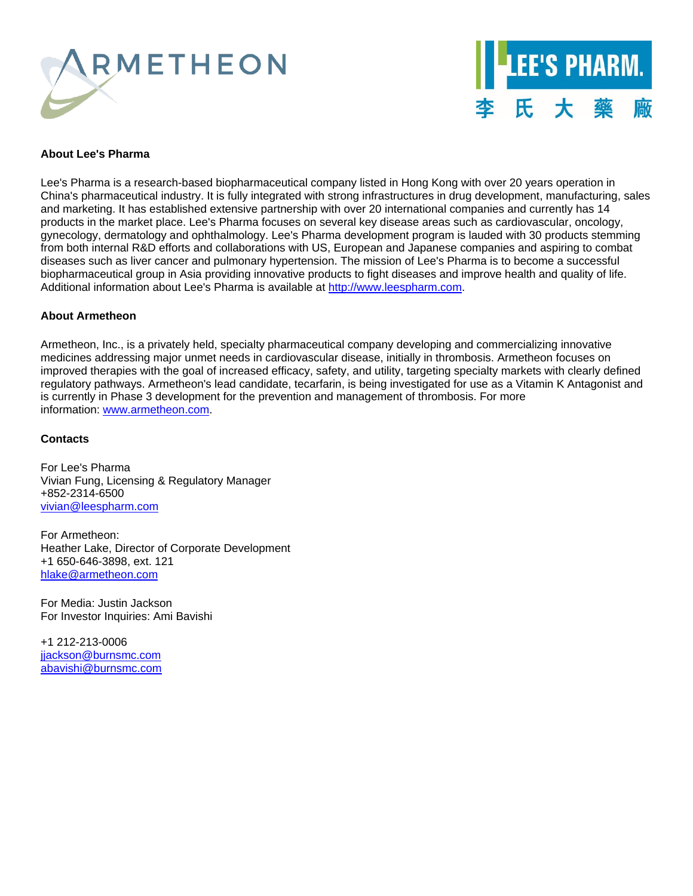ARMETHEON

LEE'S PHARM.
李 氏 大 藥 廠

**About Lee's Pharma**

Lee's Pharma is a research-based biopharmaceutical company listed in Hong Kong with over 20 years operation in China's pharmaceutical industry. It is fully integrated with strong infrastructures in drug development, manufacturing, sales and marketing. It has established extensive partnership with over 20 international companies and currently has 14 products in the market place. Lee's Pharma focuses on several key disease areas such as cardiovascular, oncology, gynecology, dermatology and ophthalmology. Lee's Pharma development program is lauded with 30 products stemming from both internal R&D efforts and collaborations with US, European and Japanese companies and aspiring to combat diseases such as liver cancer and pulmonary hypertension. The mission of Lee's Pharma is to become a successful biopharmaceutical group in Asia providing innovative products to fight diseases and improve health and quality of life. Additional information about Lee's Pharma is available at http://www.leespharm.com.

**About Armetheon**

Armetheon, Inc., is a privately held, specialty pharmaceutical company developing and commercializing innovative medicines addressing major unmet needs in cardiovascular disease, initially in thrombosis. Armetheon focuses on improved therapies with the goal of increased efficacy, safety, and utility, targeting specialty markets with clearly defined regulatory pathways. Armetheon's lead candidate, tecarfarin, is being investigated for use as a Vitamin K Antagonist and is currently in Phase 3 development for the prevention and management of thrombosis. For more information: www.armetheon.com.

**Contacts**

For Lee's Pharma
Vivian Fung, Licensing & Regulatory Manager
+852-2314-6500
vivian@leespharm.com

For Armetheon:
Heather Lake, Director of Corporate Development
+1 650-646-3898, ext. 121
hlake@armetheon.com

For Media: Justin Jackson
For Investor Inquiries: Ami Bavishi

+1 212-213-0006
jjackson@burnsmc.com
abavishi@burnsmc.com